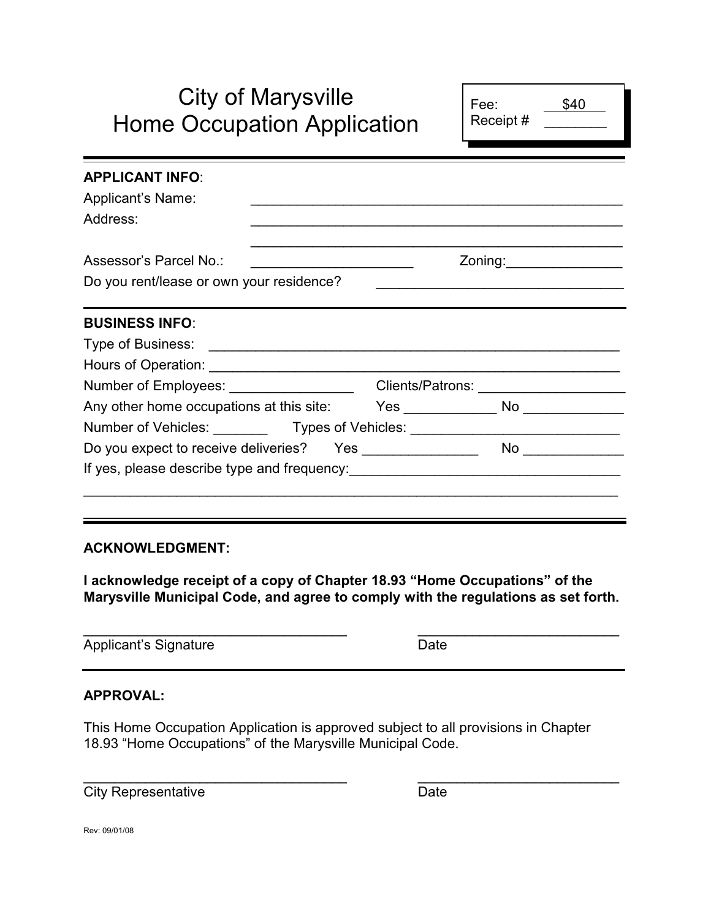# City of Marysville
# Home Occupation Application

Fee: $40
Receipt # ________

---

**APPLICANT INFO**:

Applicant's Name: ______________________________________________

Address: ______________________________________________

______________________________________________

Assessor's Parcel No.: ____________________ Zoning: ______________

Do you rent/lease or own your residence? ______________________________

---

**BUSINESS INFO**:

Type of Business: ______________________________________________

Hours of Operation: ______________________________________________

Number of Employees: ______________ Clients/Patrons: ________________

Any other home occupations at this site: Yes __________ No ____________

Number of Vehicles: _______ Types of Vehicles: ________________________

Do you expect to receive deliveries? Yes _____________ No ____________

If yes, please describe type and frequency: ______________________________

______________________________________________________________

---

**ACKNOWLEDGMENT:**

**I acknowledge receipt of a copy of Chapter 18.93 "Home Occupations" of the Marysville Municipal Code, and agree to comply with the regulations as set forth.**

______________________________ ________________________

Applicant's Signature Date

---

**APPROVAL:**

This Home Occupation Application is approved subject to all provisions in Chapter 18.93 "Home Occupations" of the Marysville Municipal Code.

______________________________ ________________________

City Representative Date

Rev: 09/01/08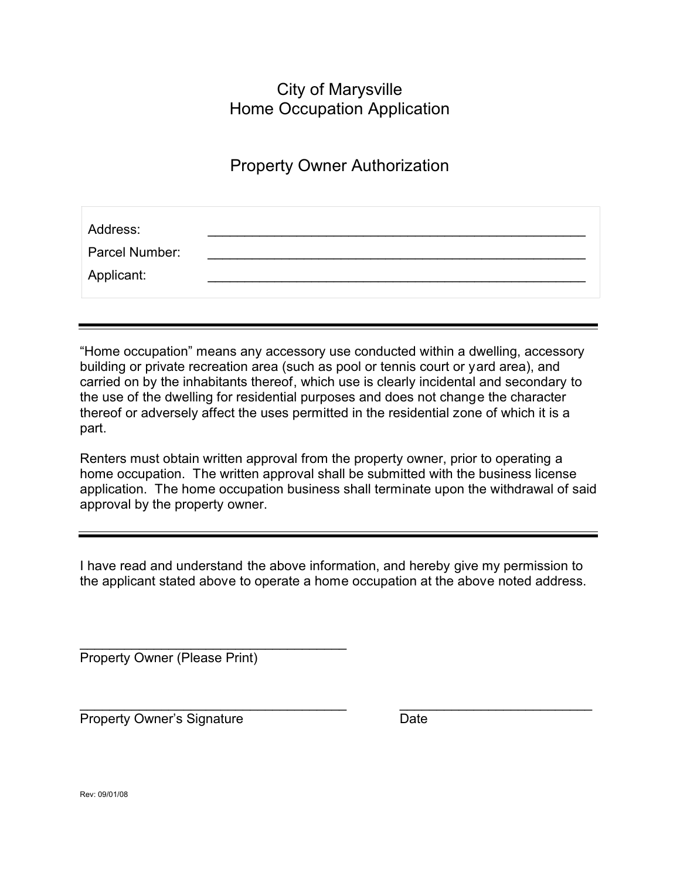# City of Marysville
# Home Occupation Application

## Property Owner Authorization

| | |
|---|---|
| Address: | \_\_\_\_\_\_\_\_\_\_\_\_\_\_\_\_\_\_\_\_\_\_\_\_\_\_\_\_\_\_\_\_\_\_\_\_\_\_\_\_\_\_\_\_\_\_\_\_ |
| Parcel Number: | \_\_\_\_\_\_\_\_\_\_\_\_\_\_\_\_\_\_\_\_\_\_\_\_\_\_\_\_\_\_\_\_\_\_\_\_\_\_\_\_\_\_\_\_\_\_\_\_ |
| Applicant: | \_\_\_\_\_\_\_\_\_\_\_\_\_\_\_\_\_\_\_\_\_\_\_\_\_\_\_\_\_\_\_\_\_\_\_\_\_\_\_\_\_\_\_\_\_\_\_\_ |

---

"Home occupation" means any accessory use conducted within a dwelling, accessory building or private recreation area (such as pool or tennis court or yard area), and carried on by the inhabitants thereof, which use is clearly incidental and secondary to the use of the dwelling for residential purposes and does not change the character thereof or adversely affect the uses permitted in the residential zone of which it is a part.

Renters must obtain written approval from the property owner, prior to operating a home occupation. The written approval shall be submitted with the business license application. The home occupation business shall terminate upon the withdrawal of said approval by the property owner.

---

I have read and understand the above information, and hereby give my permission to the applicant stated above to operate a home occupation at the above noted address.

\_\_\_\_\_\_\_\_\_\_\_\_\_\_\_\_\_\_\_\_\_\_\_\_\_\_\_\_\_\_\_\_\_\_\_\_
Property Owner (Please Print)

\_\_\_\_\_\_\_\_\_\_\_\_\_\_\_\_\_\_\_\_\_\_\_\_\_\_\_\_\_\_\_\_\_\_\_\_ \_\_\_\_\_\_\_\_\_\_\_\_\_\_\_\_\_\_\_\_\_\_\_\_\_\_
Property Owner's Signature Date

Rev: 09/01/08